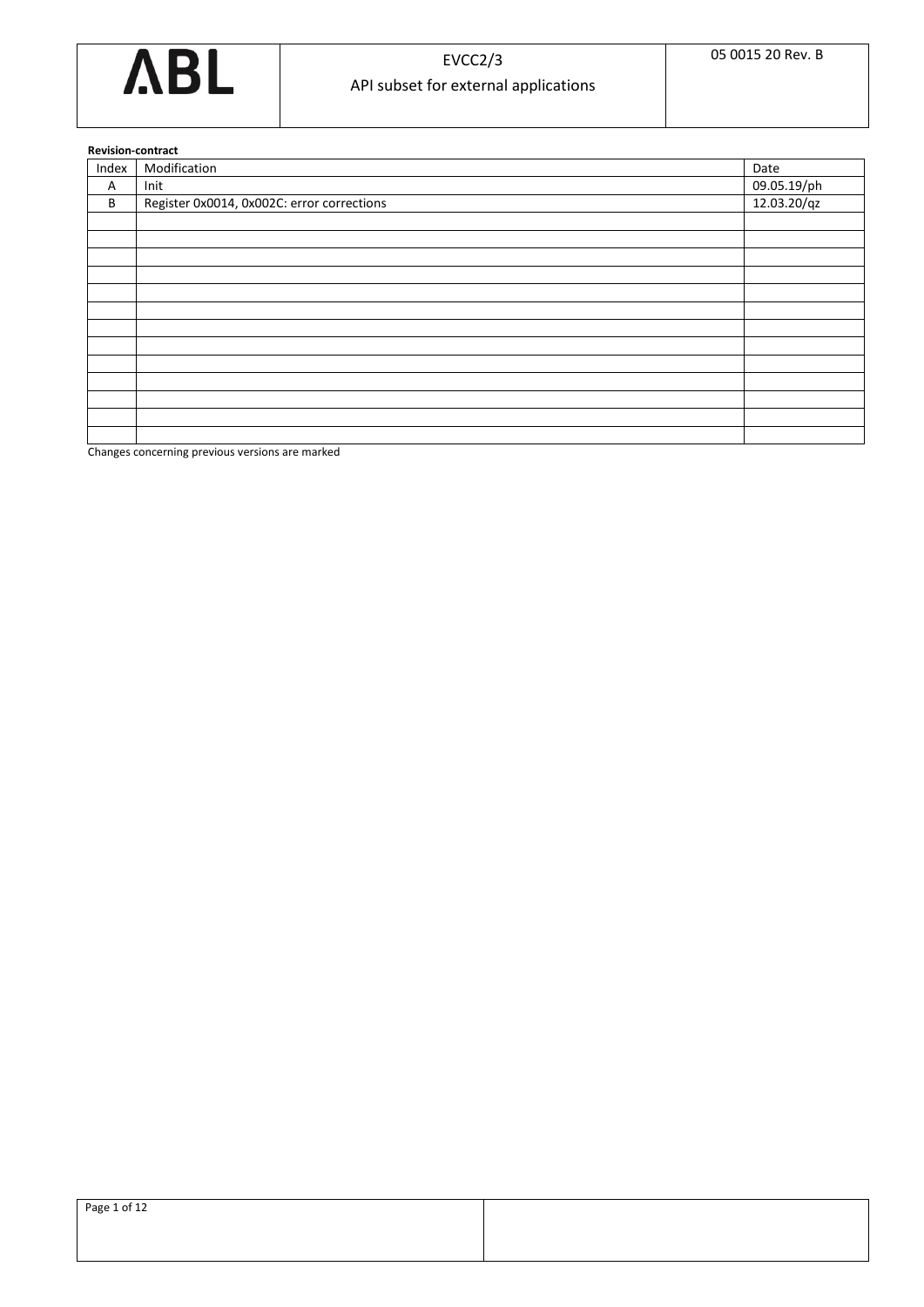ABL

# EVCC2/3

## API subset for external applications

05 0015 20 Rev. B

**Revision-contract**

| Index | Modification | Date |
|---|---|---|
| A | Init | 09.05.19/ph |
| B | Register 0x0014, 0x002C: error corrections | 12.03.20/qz |
| | | |
| | | |
| | | |
| | | |
| | | |
| | | |
| | | |
| | | |
| | | |
| | | |
| | | |
| | | |
| | | |

Changes concerning previous versions are marked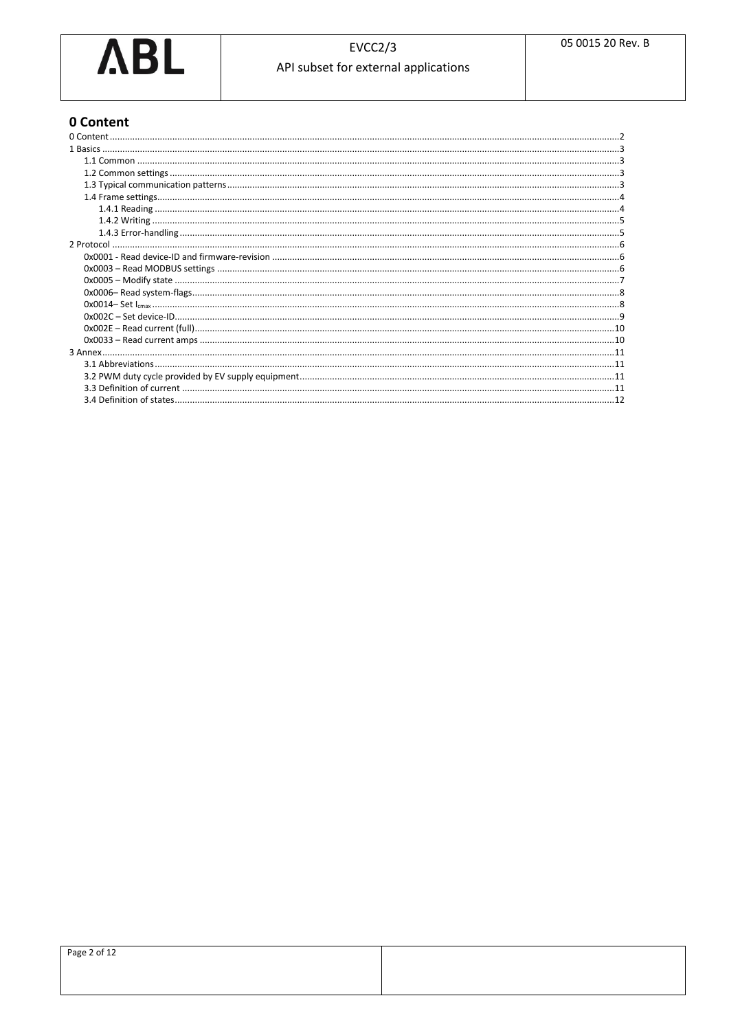# 0 Content

- 0 Content .......... 2
- 1 Basics .......... 3
  - 1.1 Common .......... 3
  - 1.2 Common settings .......... 3
  - 1.3 Typical communication patterns .......... 3
  - 1.4 Frame settings .......... 4
    - 1.4.1 Reading .......... 4
    - 1.4.2 Writing .......... 5
    - 1.4.3 Error-handling .......... 5
- 2 Protocol .......... 6
  - 0x0001 - Read device-ID and firmware-revision .......... 6
  - 0x0003 – Read MODBUS settings .......... 6
  - 0x0005 – Modify state .......... 7
  - 0x0006– Read system-flags .......... 8
  - 0x0014– Set $I_{cmax}$ .......... 8
  - 0x002C – Set device-ID .......... 9
  - 0x002E – Read current (full) .......... 10
  - 0x0033 – Read current amps .......... 10
- 3 Annex .......... 11
  - 3.1 Abbreviations .......... 11
  - 3.2 PWM duty cycle provided by EV supply equipment .......... 11
  - 3.3 Definition of current .......... 11
  - 3.4 Definition of states .......... 12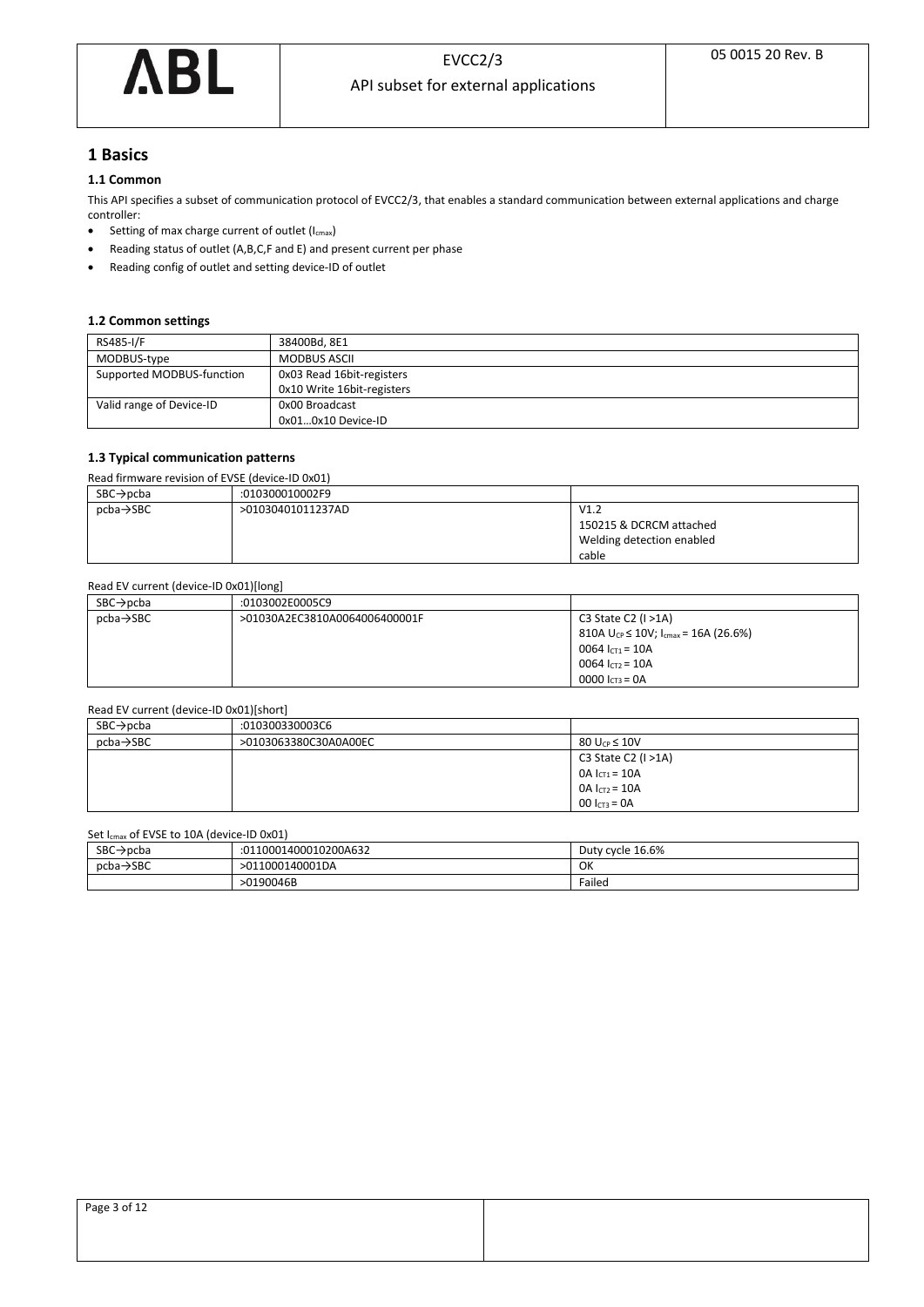# 1 Basics

## 1.1 Common

This API specifies a subset of communication protocol of EVCC2/3, that enables a standard communication between external applications and charge controller:

- Setting of max charge current of outlet ($I_{cmax}$)
- Reading status of outlet (A,B,C,F and E) and present current per phase
- Reading config of outlet and setting device-ID of outlet

## 1.2 Common settings

| RS485-I/F | 38400Bd, 8E1 |
|---|---|
| MODBUS-type | MODBUS ASCII |
| Supported MODBUS-function | 0x03 Read 16bit-registers<br>0x10 Write 16bit-registers |
| Valid range of Device-ID | 0x00 Broadcast<br>0x01…0x10 Device-ID |

## 1.3 Typical communication patterns

Read firmware revision of EVSE (device-ID 0x01)

| SBC→pcba | :010300010002F9 | |
|---|---|---|
| pcba→SBC | >01030401011237AD | V1.2<br>150215 & DCRCM attached<br>Welding detection enabled<br>cable |

Read EV current (device-ID 0x01)[long]

| SBC→pcba | :0103002E0005C9 | |
|---|---|---|
| pcba→SBC | >01030A2EC3810A0064006400001F | C3 State C2 (I >1A)<br>810A $U_{CP} \leq 10V$; $I_{cmax}$ = 16A (26.6%)<br>0064 $I_{CT1}$ = 10A<br>0064 $I_{CT2}$ = 10A<br>0000 $I_{CT3}$ = 0A |

Read EV current (device-ID 0x01)[short]

| SBC→pcba | :010300330003C6 | |
|---|---|---|
| pcba→SBC | >0103063380C30A0A00EC | 80 $U_{CP} \leq 10V$ |
| | | C3 State C2 (I >1A)<br>0A $I_{CT1}$ = 10A<br>0A $I_{CT2}$ = 10A<br>00 $I_{CT3}$ = 0A |

Set $I_{cmax}$ of EVSE to 10A (device-ID 0x01)

| SBC→pcba | :0110001400010200A632 | Duty cycle 16.6% |
|---|---|---|
| pcba→SBC | >011000140001DA | OK |
| | >0190046B | Failed |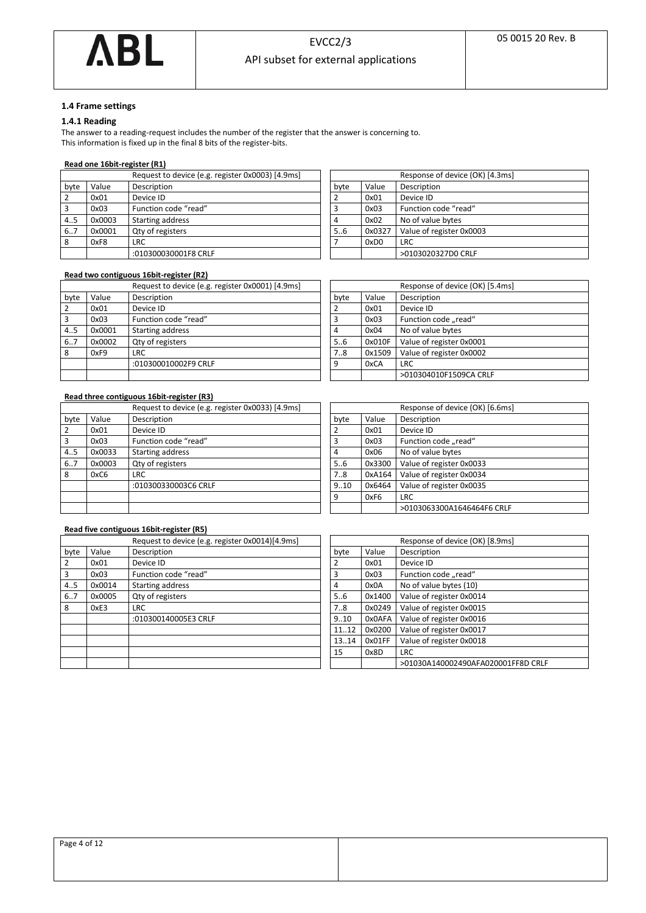### 1.4 Frame settings

#### 1.4.1 Reading

The answer to a reading-request includes the number of the register that the answer is concerning to.
This information is fixed up in the final 8 bits of the register-bits.

**Read one 16bit-register (R1)**

| | | Request to device (e.g. register 0x0003) [4.9ms] |
|---|---|---|
| byte | Value | Description |
| 2 | 0x01 | Device ID |
| 3 | 0x03 | Function code "read" |
| 4..5 | 0x0003 | Starting address |
| 6..7 | 0x0001 | Qty of registers |
| 8 | 0xF8 | LRC |
| | | :010300030001F8 CRLF |

| | | Response of device (OK) [4.3ms] |
|---|---|---|
| byte | Value | Description |
| 2 | 0x01 | Device ID |
| 3 | 0x03 | Function code "read" |
| 4 | 0x02 | No of value bytes |
| 5..6 | 0x0327 | Value of register 0x0003 |
| 7 | 0xD0 | LRC |
| | | >0103020327D0 CRLF |

**Read two contiguous 16bit-register (R2)**

| | | Request to device (e.g. register 0x0001) [4.9ms] |
|---|---|---|
| byte | Value | Description |
| 2 | 0x01 | Device ID |
| 3 | 0x03 | Function code "read" |
| 4..5 | 0x0001 | Starting address |
| 6..7 | 0x0002 | Qty of registers |
| 8 | 0xF9 | LRC |
| | | :010300010002F9 CRLF |
| | | |

| | | Response of device (OK) [5.4ms] |
|---|---|---|
| byte | Value | Description |
| 2 | 0x01 | Device ID |
| 3 | 0x03 | Function code „read" |
| 4 | 0x04 | No of value bytes |
| 5..6 | 0x010F | Value of register 0x0001 |
| 7..8 | 0x1509 | Value of register 0x0002 |
| 9 | 0xCA | LRC |
| | | >010304010F1509CA CRLF |

**Read three contiguous 16bit-register (R3)**

| | | Request to device (e.g. register 0x0033) [4.9ms] |
|---|---|---|
| byte | Value | Description |
| 2 | 0x01 | Device ID |
| 3 | 0x03 | Function code "read" |
| 4..5 | 0x0033 | Starting address |
| 6..7 | 0x0003 | Qty of registers |
| 8 | 0xC6 | LRC |
| | | :010300330003C6 CRLF |
| | | |
| | | |

| | | Response of device (OK) [6.6ms] |
|---|---|---|
| byte | Value | Description |
| 2 | 0x01 | Device ID |
| 3 | 0x03 | Function code „read" |
| 4 | 0x06 | No of value bytes |
| 5..6 | 0x3300 | Value of register 0x0033 |
| 7..8 | 0xA164 | Value of register 0x0034 |
| 9..10 | 0x6464 | Value of register 0x0035 |
| 9 | 0xF6 | LRC |
| | | >0103063300A1646464F6 CRLF |

**Read five contiguous 16bit-register (R5)**

| | | Request to device (e.g. register 0x0014)[4.9ms] |
|---|---|---|
| byte | Value | Description |
| 2 | 0x01 | Device ID |
| 3 | 0x03 | Function code "read" |
| 4..5 | 0x0014 | Starting address |
| 6..7 | 0x0005 | Qty of registers |
| 8 | 0xE3 | LRC |
| | | :010300140005E3 CRLF |
| | | |
| | | |
| | | |
| | | |

| | | Response of device (OK) [8.9ms] |
|---|---|---|
| byte | Value | Description |
| 2 | 0x01 | Device ID |
| 3 | 0x03 | Function code „read" |
| 4 | 0x0A | No of value bytes (10) |
| 5..6 | 0x1400 | Value of register 0x0014 |
| 7..8 | 0x0249 | Value of register 0x0015 |
| 9..10 | 0x0AFA | Value of register 0x0016 |
| 11..12 | 0x0200 | Value of register 0x0017 |
| 13..14 | 0x01FF | Value of register 0x0018 |
| 15 | 0x8D | LRC |
| | | >01030A140002490AFA020001FF8D CRLF |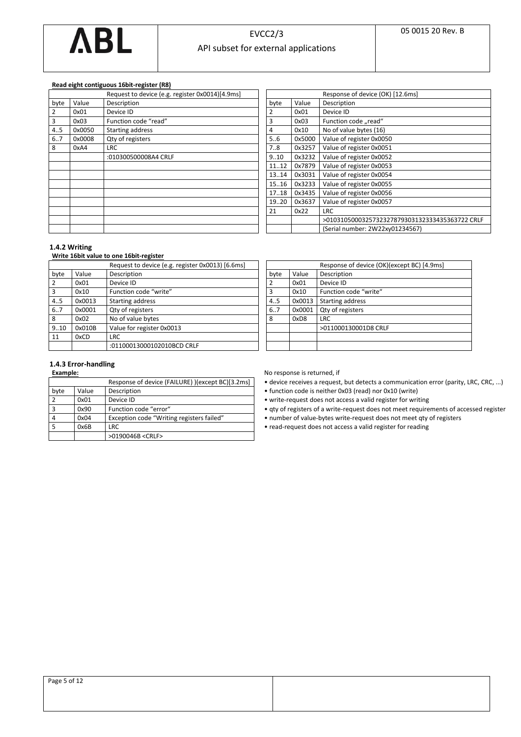**Read eight contiguous 16bit-register (R8)**

| Request to device (e.g. register 0x0014)[4.9ms] | | |
|---|---|---|
| byte | Value | Description |
| 2 | 0x01 | Device ID |
| 3 | 0x03 | Function code "read" |
| 4..5 | 0x0050 | Starting address |
| 6..7 | 0x0008 | Qty of registers |
| 8 | 0xA4 | LRC |
| | | :010300500008A4 CRLF |

| Response of device (OK) [12.6ms] | | |
|---|---|---|
| byte | Value | Description |
| 2 | 0x01 | Device ID |
| 3 | 0x03 | Function code „read" |
| 4 | 0x10 | No of value bytes (16) |
| 5..6 | 0x5000 | Value of register 0x0050 |
| 7..8 | 0x3257 | Value of register 0x0051 |
| 9..10 | 0x3232 | Value of register 0x0052 |
| 11..12 | 0x7879 | Value of register 0x0053 |
| 13..14 | 0x3031 | Value of register 0x0054 |
| 15..16 | 0x3233 | Value of register 0x0055 |
| 17..18 | 0x3435 | Value of register 0x0056 |
| 19..20 | 0x3637 | Value of register 0x0057 |
| 21 | 0x22 | LRC |
| | | >0103105000325732327879303132333435363722 CRLF |
| | | (Serial number: 2W22xy01234567) |

### 1.4.2 Writing

**Write 16bit value to one 16bit-register**

| Request to device (e.g. register 0x0013) [6.6ms] | | |
|---|---|---|
| byte | Value | Description |
| 2 | 0x01 | Device ID |
| 3 | 0x10 | Function code "write" |
| 4..5 | 0x0013 | Starting address |
| 6..7 | 0x0001 | Qty of registers |
| 8 | 0x02 | No of value bytes |
| 9..10 | 0x010B | Value for register 0x0013 |
| 11 | 0xCD | LRC |
| | | :0110001300010201 0BCD CRLF |

| Response of device (OK)(except BC) [4.9ms] | | |
|---|---|---|
| byte | Value | Description |
| 2 | 0x01 | Device ID |
| 3 | 0x10 | Function code "write" |
| 4..5 | 0x0013 | Starting address |
| 6..7 | 0x0001 | Qty of registers |
| 8 | 0xD8 | LRC |
| | | >011000130001D8 CRLF |

### 1.4.3 Error-handling

**Example:**

| Response of device (FAILURE) )(except BC)[3.2ms] | | |
|---|---|---|
| byte | Value | Description |
| 2 | 0x01 | Device ID |
| 3 | 0x90 | Function code "error" |
| 4 | 0x04 | Exception code "Writing registers failed" |
| 5 | 0x6B | LRC |
| | | >0190046B <CRLF> |

No response is returned, if

- device receives a request, but detects a communication error (parity, LRC, CRC, ...)
- function code is neither 0x03 (read) nor 0x10 (write)
- write-request does not access a valid register for writing
- qty of registers of a write-request does not meet requirements of accessed register
- number of value-bytes write-request does not meet qty of registers
- read-request does not access a valid register for reading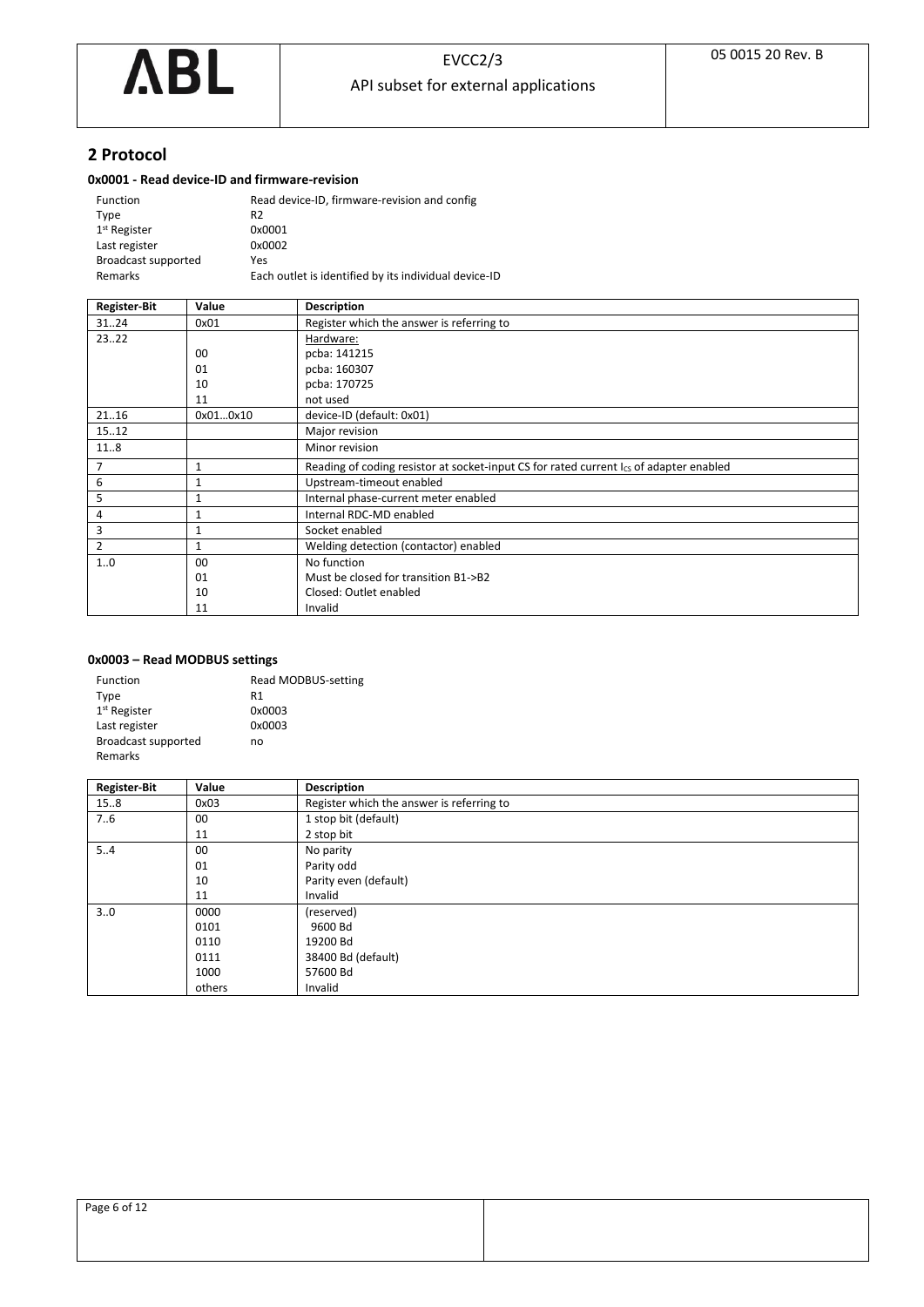## 2 Protocol

### 0x0001 - Read device-ID and firmware-revision

| | |
|---|---|
| Function | Read device-ID, firmware-revision and config |
| Type | R2 |
| 1st Register | 0x0001 |
| Last register | 0x0002 |
| Broadcast supported | Yes |
| Remarks | Each outlet is identified by its individual device-ID |

| Register-Bit | Value | Description |
|---|---|---|
| 31..24 | 0x01 | Register which the answer is referring to |
| 23..22 | | Hardware: |
| | 00 | pcba: 141215 |
| | 01 | pcba: 160307 |
| | 10 | pcba: 170725 |
| | 11 | not used |
| 21..16 | 0x01…0x10 | device-ID (default: 0x01) |
| 15..12 | | Major revision |
| 11..8 | | Minor revision |
| 7 | 1 | Reading of coding resistor at socket-input CS for rated current $I_{CS}$ of adapter enabled |
| 6 | 1 | Upstream-timeout enabled |
| 5 | 1 | Internal phase-current meter enabled |
| 4 | 1 | Internal RDC-MD enabled |
| 3 | 1 | Socket enabled |
| 2 | 1 | Welding detection (contactor) enabled |
| 1..0 | 00 | No function |
| | 01 | Must be closed for transition B1->B2 |
| | 10 | Closed: Outlet enabled |
| | 11 | Invalid |

### 0x0003 – Read MODBUS settings

| | |
|---|---|
| Function | Read MODBUS-setting |
| Type | R1 |
| 1st Register | 0x0003 |
| Last register | 0x0003 |
| Broadcast supported | no |
| Remarks | |

| Register-Bit | Value | Description |
|---|---|---|
| 15..8 | 0x03 | Register which the answer is referring to |
| 7..6 | 00 | 1 stop bit (default) |
| | 11 | 2 stop bit |
| 5..4 | 00 | No parity |
| | 01 | Parity odd |
| | 10 | Parity even (default) |
| | 11 | Invalid |
| 3..0 | 0000 | (reserved) |
| | 0101 | 9600 Bd |
| | 0110 | 19200 Bd |
| | 0111 | 38400 Bd (default) |
| | 1000 | 57600 Bd |
| | others | Invalid |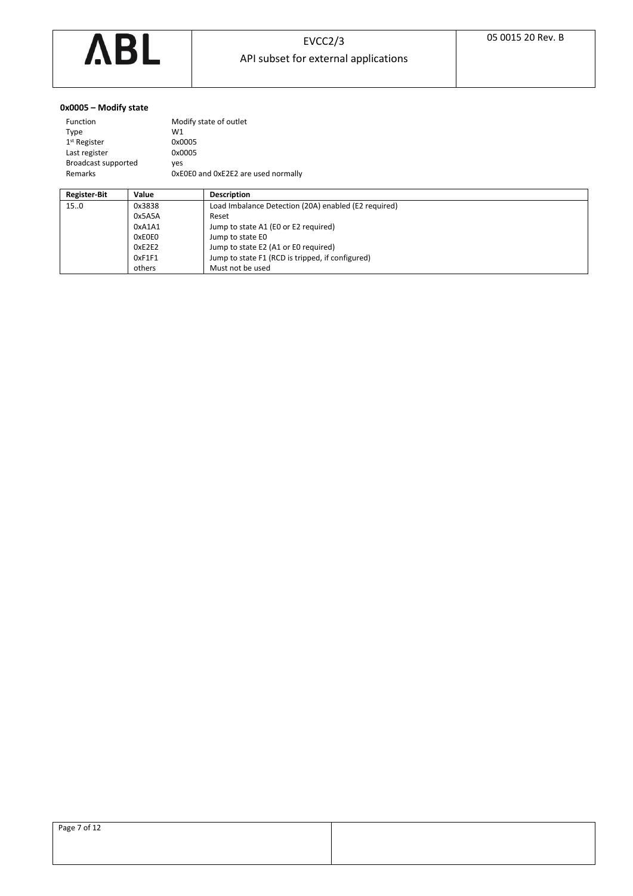### 0x0005 – Modify state

| | |
|---|---|
| Function | Modify state of outlet |
| Type | W1 |
| 1st Register | 0x0005 |
| Last register | 0x0005 |
| Broadcast supported | yes |
| Remarks | 0xE0E0 and 0xE2E2 are used normally |

| Register-Bit | Value | Description |
|---|---|---|
| 15..0 | 0x3838 | Load Imbalance Detection (20A) enabled (E2 required) |
| | 0x5A5A | Reset |
| | 0xA1A1 | Jump to state A1 (E0 or E2 required) |
| | 0xE0E0 | Jump to state E0 |
| | 0xE2E2 | Jump to state E2 (A1 or E0 required) |
| | 0xF1F1 | Jump to state F1 (RCD is tripped, if configured) |
| | others | Must not be used |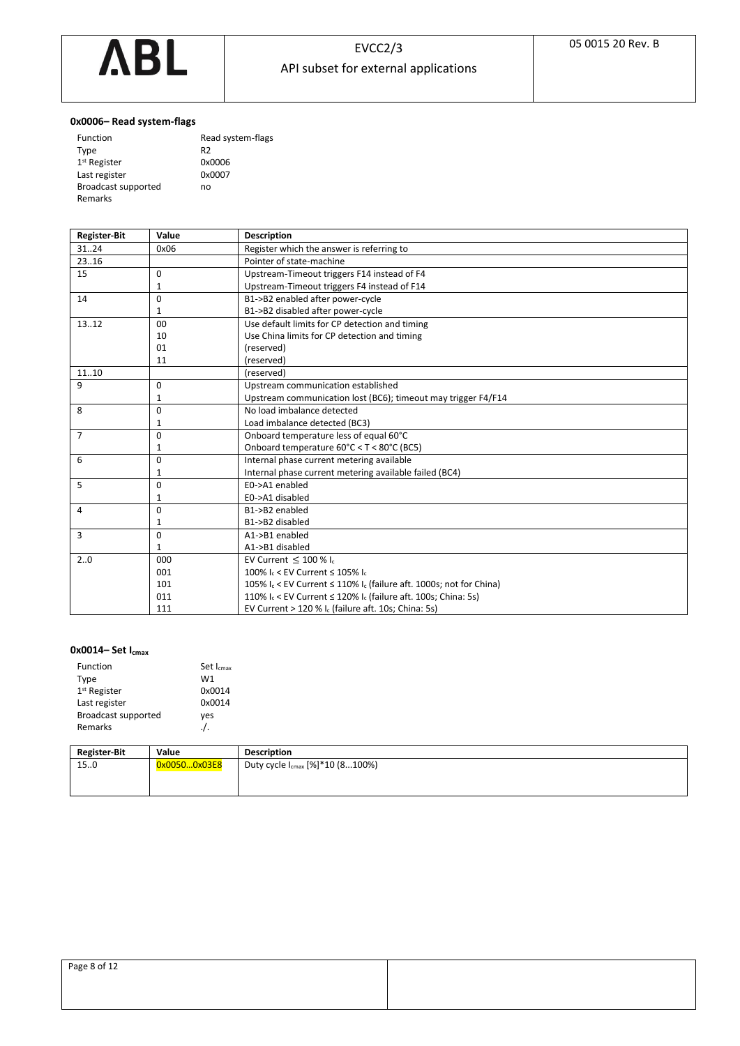### 0x0006– Read system-flags

| | |
|---|---|
| Function | Read system-flags |
| Type | R2 |
| 1st Register | 0x0006 |
| Last register | 0x0007 |
| Broadcast supported | no |
| Remarks | |

| Register-Bit | Value | Description |
|---|---|---|
| 31..24 | 0x06 | Register which the answer is referring to |
| 23..16 | | Pointer of state-machine |
| 15 | 0 | Upstream-Timeout triggers F14 instead of F4 |
| | 1 | Upstream-Timeout triggers F4 instead of F14 |
| 14 | 0 | B1->B2 enabled after power-cycle |
| | 1 | B1->B2 disabled after power-cycle |
| 13..12 | 00 | Use default limits for CP detection and timing |
| | 10 | Use China limits for CP detection and timing |
| | 01 | (reserved) |
| | 11 | (reserved) |
| 11..10 | | (reserved) |
| 9 | 0 | Upstream communication established |
| | 1 | Upstream communication lost (BC6); timeout may trigger F4/F14 |
| 8 | 0 | No load imbalance detected |
| | 1 | Load imbalance detected (BC3) |
| 7 | 0 | Onboard temperature less of equal 60°C |
| | 1 | Onboard temperature 60°C < T < 80°C (BC5) |
| 6 | 0 | Internal phase current metering available |
| | 1 | Internal phase current metering available failed (BC4) |
| 5 | 0 | E0->A1 enabled |
| | 1 | E0->A1 disabled |
| 4 | 0 | B1->B2 enabled |
| | 1 | B1->B2 disabled |
| 3 | 0 | A1->B1 enabled |
| | 1 | A1->B1 disabled |
| 2..0 | 000 | EV Current ≤ 100 % $I_c$ |
| | 001 | 100% $I_c$ < EV Current ≤ 105% $I_c$ |
| | 101 | 105% $I_c$ < EV Current ≤ 110% $I_c$ (failure aft. 1000s; not for China) |
| | 011 | 110% $I_c$ < EV Current ≤ 120% $I_c$ (failure aft. 100s; China: 5s) |
| | 111 | EV Current > 120 % $I_c$ (failure aft. 10s; China: 5s) |

### 0x0014– Set $I_{cmax}$

| | |
|---|---|
| Function | Set $I_{cmax}$ |
| Type | W1 |
| 1st Register | 0x0014 |
| Last register | 0x0014 |
| Broadcast supported | yes |
| Remarks | ./. |

| Register-Bit | Value | Description |
|---|---|---|
| 15..0 | 0x0050…0x03E8 | Duty cycle $I_{cmax}$ [%]*10 (8…100%) |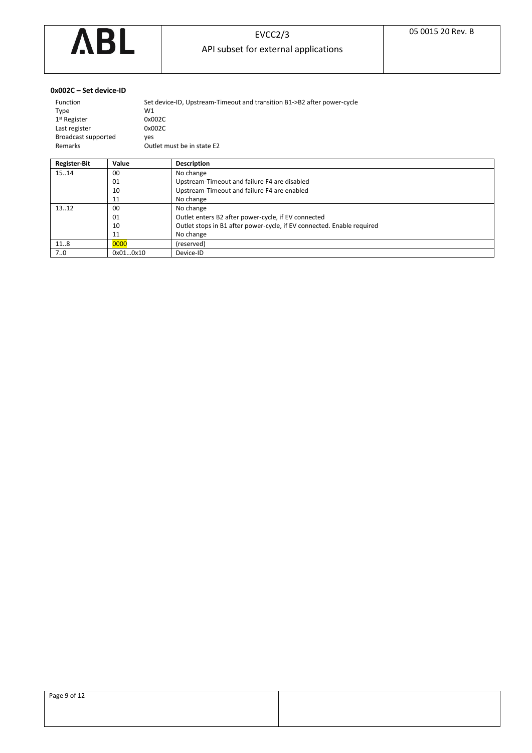**0x002C – Set device-ID**

| | |
|---|---|
| Function | Set device-ID, Upstream-Timeout and transition B1->B2 after power-cycle |
| Type | W1 |
| 1st Register | 0x002C |
| Last register | 0x002C |
| Broadcast supported | yes |
| Remarks | Outlet must be in state E2 |

| Register-Bit | Value | Description |
|---|---|---|
| 15..14 | 00<br>01<br>10<br>11 | No change<br>Upstream-Timeout and failure F4 are disabled<br>Upstream-Timeout and failure F4 are enabled<br>No change |
| 13..12 | 00<br>01<br>10<br>11 | No change<br>Outlet enters B2 after power-cycle, if EV connected<br>Outlet stops in B1 after power-cycle, if EV connected. Enable required<br>No change |
| 11..8 | 0000 | (reserved) |
| 7..0 | 0x01…0x10 | Device-ID |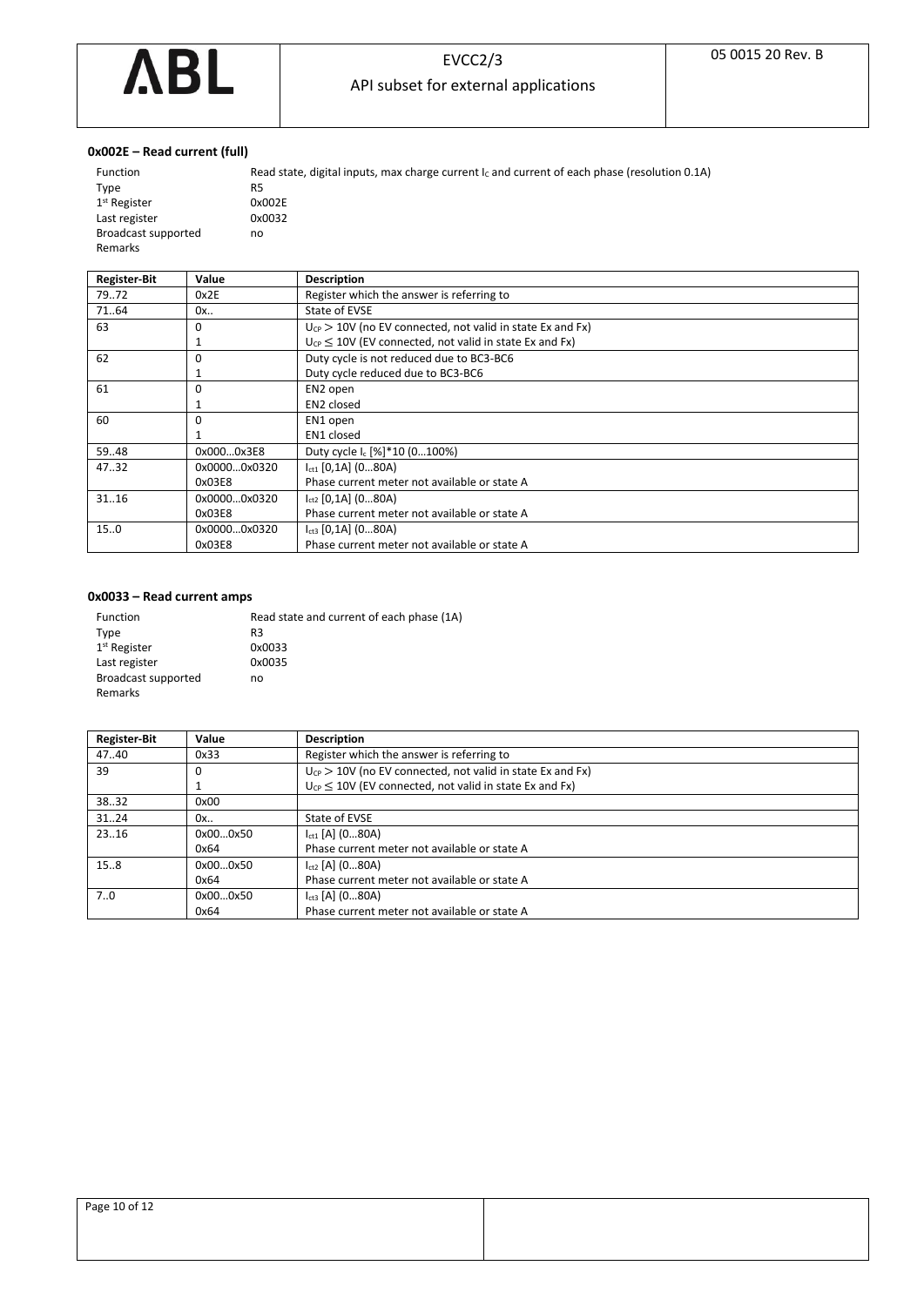### 0x002E – Read current (full)

| | |
|---|---|
| Function | Read state, digital inputs, max charge current $I_C$ and current of each phase (resolution 0.1A) |
| Type | R5 |
| 1st Register | 0x002E |
| Last register | 0x0032 |
| Broadcast supported | no |
| Remarks | |

| Register-Bit | Value | Description |
|---|---|---|
| 79..72 | 0x2E | Register which the answer is referring to |
| 71..64 | 0x.. | State of EVSE |
| 63 | 0 | $U_{CP} > 10V$ (no EV connected, not valid in state Ex and Fx) |
| | 1 | $U_{CP} \leq 10V$ (EV connected, not valid in state Ex and Fx) |
| 62 | 0 | Duty cycle is not reduced due to BC3-BC6 |
| | 1 | Duty cycle reduced due to BC3-BC6 |
| 61 | 0 | EN2 open |
| | 1 | EN2 closed |
| 60 | 0 | EN1 open |
| | 1 | EN1 closed |
| 59..48 | 0x000…0x3E8 | Duty cycle $I_c$ [%]*10 (0…100%) |
| 47..32 | 0x0000…0x0320 | $I_{ct1}$ [0,1A] (0…80A) |
| | 0x03E8 | Phase current meter not available or state A |
| 31..16 | 0x0000…0x0320 | $I_{ct2}$ [0,1A] (0…80A) |
| | 0x03E8 | Phase current meter not available or state A |
| 15..0 | 0x0000…0x0320 | $I_{ct3}$ [0,1A] (0…80A) |
| | 0x03E8 | Phase current meter not available or state A |

### 0x0033 – Read current amps

| | |
|---|---|
| Function | Read state and current of each phase (1A) |
| Type | R3 |
| 1st Register | 0x0033 |
| Last register | 0x0035 |
| Broadcast supported | no |
| Remarks | |

| Register-Bit | Value | Description |
|---|---|---|
| 47..40 | 0x33 | Register which the answer is referring to |
| 39 | 0 | $U_{CP} > 10V$ (no EV connected, not valid in state Ex and Fx) |
| | 1 | $U_{CP} \leq 10V$ (EV connected, not valid in state Ex and Fx) |
| 38..32 | 0x00 | |
| 31..24 | 0x.. | State of EVSE |
| 23..16 | 0x00…0x50 | $I_{ct1}$ [A] (0…80A) |
| | 0x64 | Phase current meter not available or state A |
| 15..8 | 0x00…0x50 | $I_{ct2}$ [A] (0…80A) |
| | 0x64 | Phase current meter not available or state A |
| 7..0 | 0x00…0x50 | $I_{ct3}$ [A] (0…80A) |
| | 0x64 | Phase current meter not available or state A |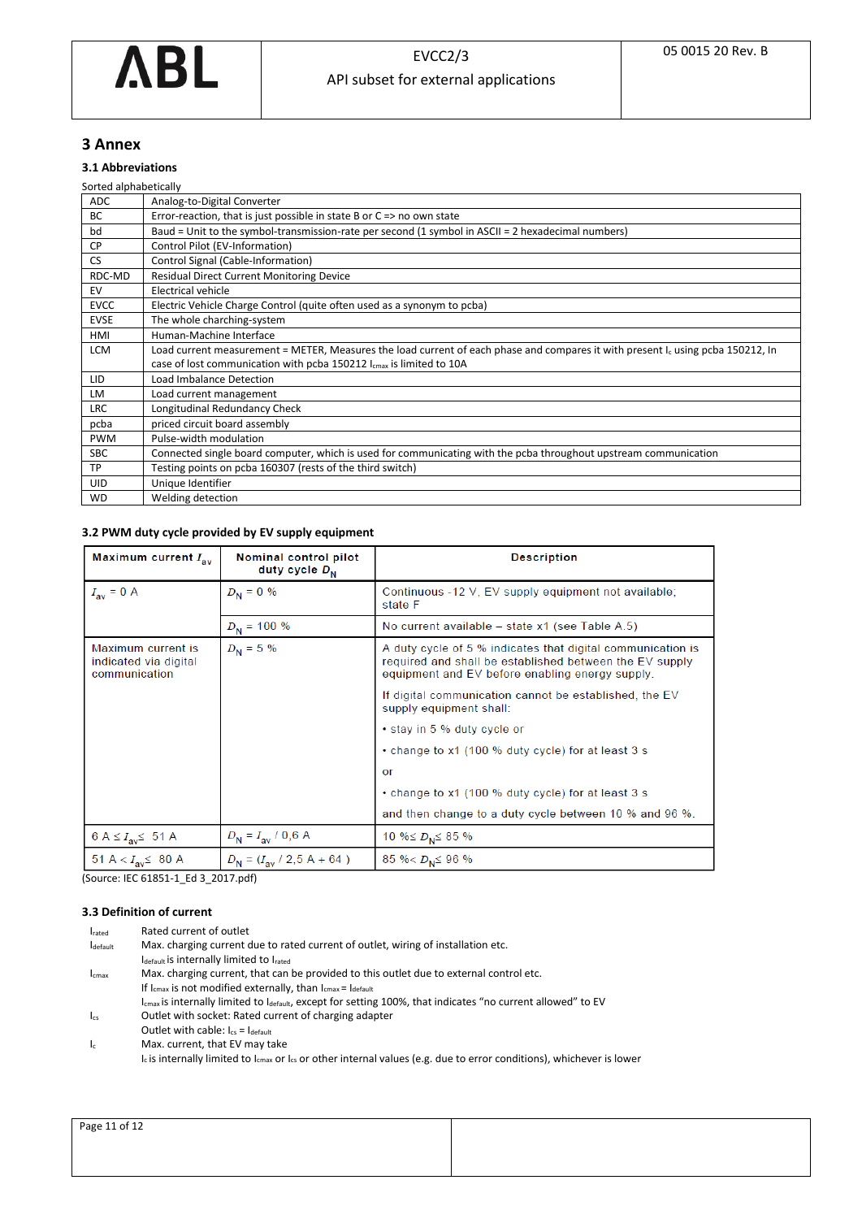# 3 Annex

## 3.1 Abbreviations

Sorted alphabetically

| | |
|---|---|
| ADC | Analog-to-Digital Converter |
| BC | Error-reaction, that is just possible in state B or C => no own state |
| bd | Baud = Unit to the symbol-transmission-rate per second (1 symbol in ASCII = 2 hexadecimal numbers) |
| CP | Control Pilot (EV-Information) |
| CS | Control Signal (Cable-Information) |
| RDC-MD | Residual Direct Current Monitoring Device |
| EV | Electrical vehicle |
| EVCC | Electric Vehicle Charge Control (quite often used as a synonym to pcba) |
| EVSE | The whole charching-system |
| HMI | Human-Machine Interface |
| LCM | Load current measurement = METER, Measures the load current of each phase and compares it with present $I_c$ using pcba 150212, In case of lost communication with pcba 150212 $I_{cmax}$ is limited to 10A |
| LID | Load Imbalance Detection |
| LM | Load current management |
| LRC | Longitudinal Redundancy Check |
| pcba | priced circuit board assembly |
| PWM | Pulse-width modulation |
| SBC | Connected single board computer, which is used for communicating with the pcba throughout upstream communication |
| TP | Testing points on pcba 160307 (rests of the third switch) |
| UID | Unique Identifier |
| WD | Welding detection |

## 3.2 PWM duty cycle provided by EV supply equipment

| Maximum current $I_{av}$ | Nominal control pilot duty cycle $D_N$ | Description |
|---|---|---|
| $I_{av}$ = 0 A | $D_N$ = 0 % | Continuous -12 V, EV supply equipment not available; state F |
| | $D_N$ = 100 % | No current available – state x1 (see Table A.5) |
| Maximum current is indicated via digital communication | $D_N$ = 5 % | A duty cycle of 5 % indicates that digital communication is required and shall be established between the EV supply equipment and EV before enabling energy supply. If digital communication cannot be established, the EV supply equipment shall: • stay in 5 % duty cycle or • change to x1 (100 % duty cycle) for at least 3 s or • change to x1 (100 % duty cycle) for at least 3 s and then change to a duty cycle between 10 % and 96 %. |
| 6 A ≤ $I_{av}$ ≤ 51 A | $D_N = I_{av}$ / 0,6 A | 10 % ≤ $D_N$ ≤ 85 % |
| 51 A < $I_{av}$ ≤ 80 A | $D_N$ = ($I_{av}$ / 2,5 A + 64 ) | 85 % < $D_N$ ≤ 96 % |

(Source: IEC 61851-1_Ed 3_2017.pdf)

## 3.3 Definition of current

| | |
|---|---|
| $I_{rated}$ | Rated current of outlet |
| $I_{default}$ | Max. charging current due to rated current of outlet, wiring of installation etc. |
| | $I_{default}$ is internally limited to $I_{rated}$ |
| $I_{cmax}$ | Max. charging current, that can be provided to this outlet due to external control etc. |
| | If $I_{cmax}$ is not modified externally, than $I_{cmax} = I_{default}$ |
| | $I_{cmax}$ is internally limited to $I_{default}$, except for setting 100%, that indicates “no current allowed” to EV |
| $I_{cs}$ | Outlet with socket: Rated current of charging adapter |
| | Outlet with cable: $I_{cs} = I_{default}$ |
| $I_c$ | Max. current, that EV may take |
| | $I_c$ is internally limited to $I_{cmax}$ or $I_{cs}$ or other internal values (e.g. due to error conditions), whichever is lower |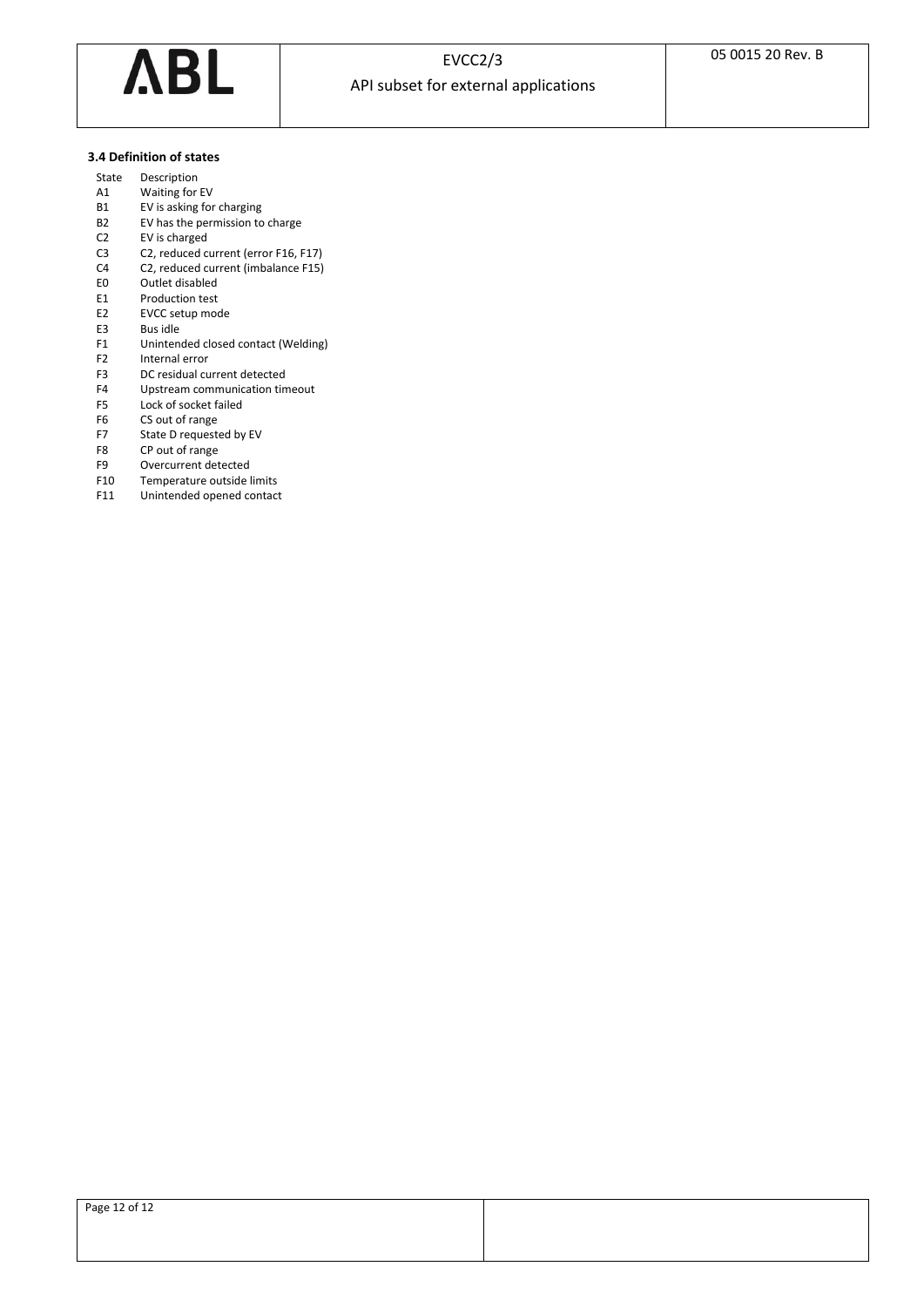### 3.4 Definition of states

| State | Description |
|---|---|
| A1 | Waiting for EV |
| B1 | EV is asking for charging |
| B2 | EV has the permission to charge |
| C2 | EV is charged |
| C3 | C2, reduced current (error F16, F17) |
| C4 | C2, reduced current (imbalance F15) |
| E0 | Outlet disabled |
| E1 | Production test |
| E2 | EVCC setup mode |
| E3 | Bus idle |
| F1 | Unintended closed contact (Welding) |
| F2 | Internal error |
| F3 | DC residual current detected |
| F4 | Upstream communication timeout |
| F5 | Lock of socket failed |
| F6 | CS out of range |
| F7 | State D requested by EV |
| F8 | CP out of range |
| F9 | Overcurrent detected |
| F10 | Temperature outside limits |
| F11 | Unintended opened contact |